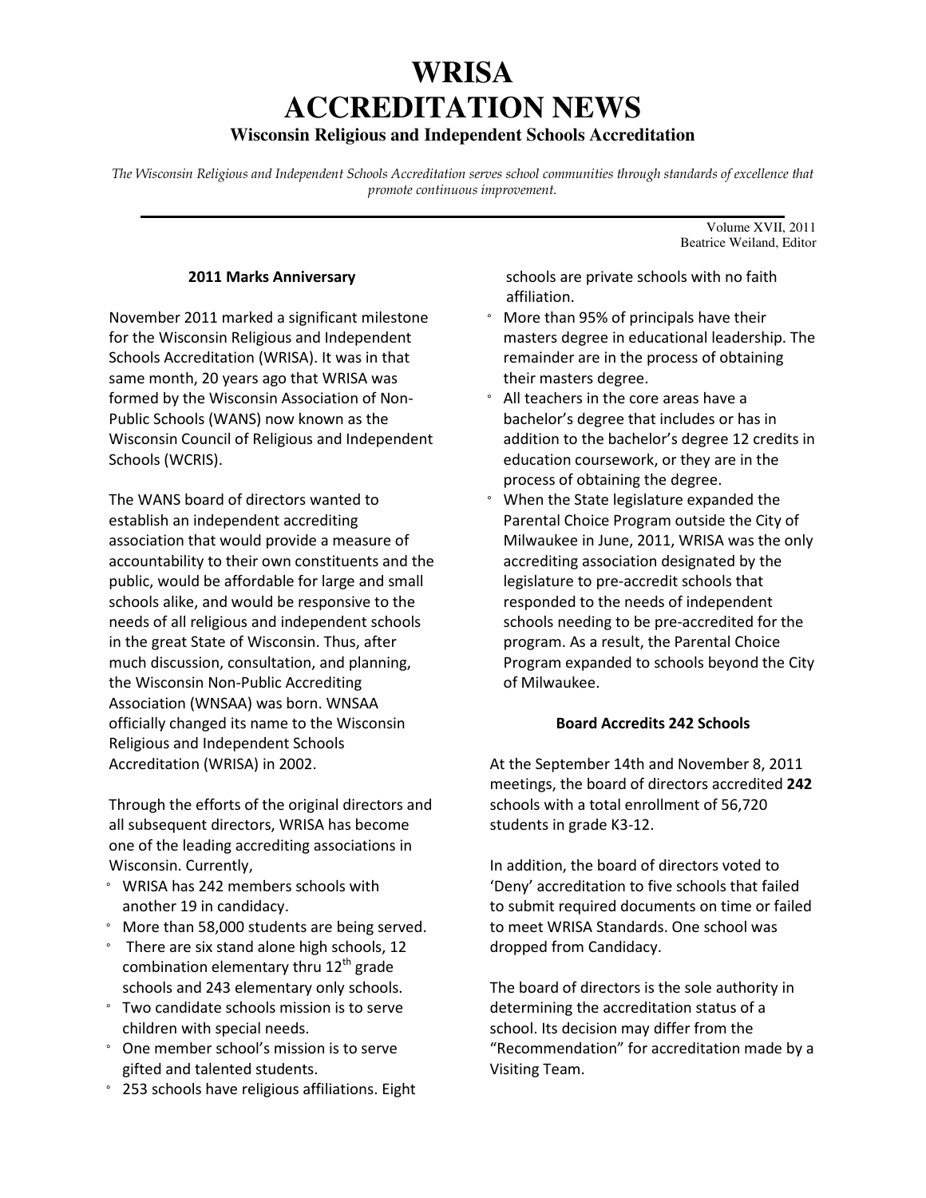# WRISA
# ACCREDITATION NEWS
## Wisconsin Religious and Independent Schools Accreditation

*The Wisconsin Religious and Independent Schools Accreditation serves school communities through standards of excellence that promote continuous improvement.*

Volume XVII, 2011
Beatrice Weiland, Editor

### 2011 Marks Anniversary

November 2011 marked a significant milestone for the Wisconsin Religious and Independent Schools Accreditation (WRISA). It was in that same month, 20 years ago that WRISA was formed by the Wisconsin Association of Non-Public Schools (WANS) now known as the Wisconsin Council of Religious and Independent Schools (WCRIS).

The WANS board of directors wanted to establish an independent accrediting association that would provide a measure of accountability to their own constituents and the public, would be affordable for large and small schools alike, and would be responsive to the needs of all religious and independent schools in the great State of Wisconsin. Thus, after much discussion, consultation, and planning, the Wisconsin Non-Public Accrediting Association (WNSAA) was born. WNSAA officially changed its name to the Wisconsin Religious and Independent Schools Accreditation (WRISA) in 2002.

Through the efforts of the original directors and all subsequent directors, WRISA has become one of the leading accrediting associations in Wisconsin. Currently,

- WRISA has 242 members schools with another 19 in candidacy.
- More than 58,000 students are being served.
- There are six stand alone high schools, 12 combination elementary thru 12th grade schools and 243 elementary only schools.
- Two candidate schools mission is to serve children with special needs.
- One member school's mission is to serve gifted and talented students.
- 253 schools have religious affiliations. Eight schools are private schools with no faith affiliation.
- More than 95% of principals have their masters degree in educational leadership. The remainder are in the process of obtaining their masters degree.
- All teachers in the core areas have a bachelor's degree that includes or has in addition to the bachelor's degree 12 credits in education coursework, or they are in the process of obtaining the degree.
- When the State legislature expanded the Parental Choice Program outside the City of Milwaukee in June, 2011, WRISA was the only accrediting association designated by the legislature to pre-accredit schools that responded to the needs of independent schools needing to be pre-accredited for the program. As a result, the Parental Choice Program expanded to schools beyond the City of Milwaukee.

### Board Accredits 242 Schools

At the September 14th and November 8, 2011 meetings, the board of directors accredited **242** schools with a total enrollment of 56,720 students in grade K3-12.

In addition, the board of directors voted to 'Deny' accreditation to five schools that failed to submit required documents on time or failed to meet WRISA Standards. One school was dropped from Candidacy.

The board of directors is the sole authority in determining the accreditation status of a school. Its decision may differ from the "Recommendation" for accreditation made by a Visiting Team.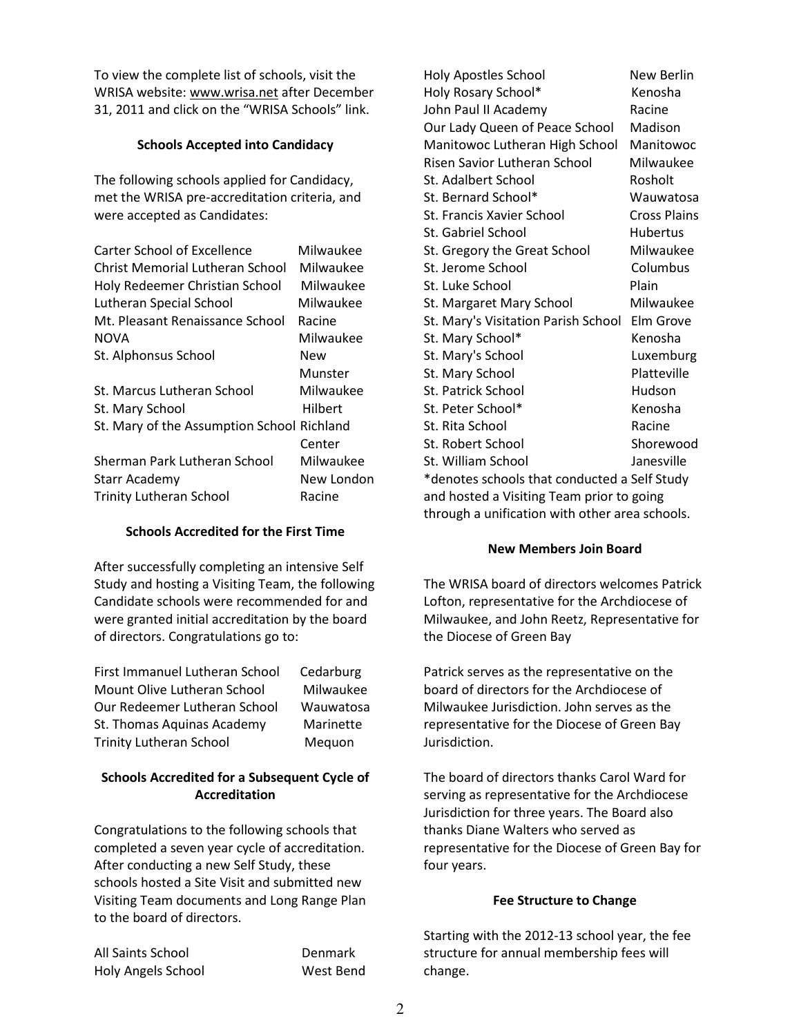To view the complete list of schools, visit the WRISA website: www.wrisa.net after December 31, 2011 and click on the "WRISA Schools" link.

### Schools Accepted into Candidacy

The following schools applied for Candidacy, met the WRISA pre-accreditation criteria, and were accepted as Candidates:

| | |
|---|---|
| Carter School of Excellence | Milwaukee |
| Christ Memorial Lutheran School | Milwaukee |
| Holy Redeemer Christian School | Milwaukee |
| Lutheran Special School | Milwaukee |
| Mt. Pleasant Renaissance School | Racine |
| NOVA | Milwaukee |
| St. Alphonsus School | New Munster |
| St. Marcus Lutheran School | Milwaukee |
| St. Mary School | Hilbert |
| St. Mary of the Assumption School | Richland Center |
| Sherman Park Lutheran School | Milwaukee |
| Starr Academy | New London |
| Trinity Lutheran School | Racine |

### Schools Accredited for the First Time

After successfully completing an intensive Self Study and hosting a Visiting Team, the following Candidate schools were recommended for and were granted initial accreditation by the board of directors. Congratulations go to:

| | |
|---|---|
| First Immanuel Lutheran School | Cedarburg |
| Mount Olive Lutheran School | Milwaukee |
| Our Redeemer Lutheran School | Wauwatosa |
| St. Thomas Aquinas Academy | Marinette |
| Trinity Lutheran School | Mequon |

### Schools Accredited for a Subsequent Cycle of Accreditation

Congratulations to the following schools that completed a seven year cycle of accreditation. After conducting a new Self Study, these schools hosted a Site Visit and submitted new Visiting Team documents and Long Range Plan to the board of directors.

| | |
|---|---|
| All Saints School | Denmark |
| Holy Angels School | West Bend |
| Holy Apostles School | New Berlin |
| Holy Rosary School* | Kenosha |
| John Paul II Academy | Racine |
| Our Lady Queen of Peace School | Madison |
| Manitowoc Lutheran High School | Manitowoc |
| Risen Savior Lutheran School | Milwaukee |
| St. Adalbert School | Rosholt |
| St. Bernard School* | Wauwatosa |
| St. Francis Xavier School | Cross Plains |
| St. Gabriel School | Hubertus |
| St. Gregory the Great School | Milwaukee |
| St. Jerome School | Columbus |
| St. Luke School | Plain |
| St. Margaret Mary School | Milwaukee |
| St. Mary's Visitation Parish School | Elm Grove |
| St. Mary School* | Kenosha |
| St. Mary's School | Luxemburg |
| St. Mary School | Platteville |
| St. Patrick School | Hudson |
| St. Peter School* | Kenosha |
| St. Rita School | Racine |
| St. Robert School | Shorewood |
| St. William School | Janesville |

*denotes schools that conducted a Self Study and hosted a Visiting Team prior to going through a unification with other area schools.

### New Members Join Board

The WRISA board of directors welcomes Patrick Lofton, representative for the Archdiocese of Milwaukee, and John Reetz, Representative for the Diocese of Green Bay

Patrick serves as the representative on the board of directors for the Archdiocese of Milwaukee Jurisdiction. John serves as the representative for the Diocese of Green Bay Jurisdiction.

The board of directors thanks Carol Ward for serving as representative for the Archdiocese Jurisdiction for three years. The Board also thanks Diane Walters who served as representative for the Diocese of Green Bay for four years.

### Fee Structure to Change

Starting with the 2012-13 school year, the fee structure for annual membership fees will change.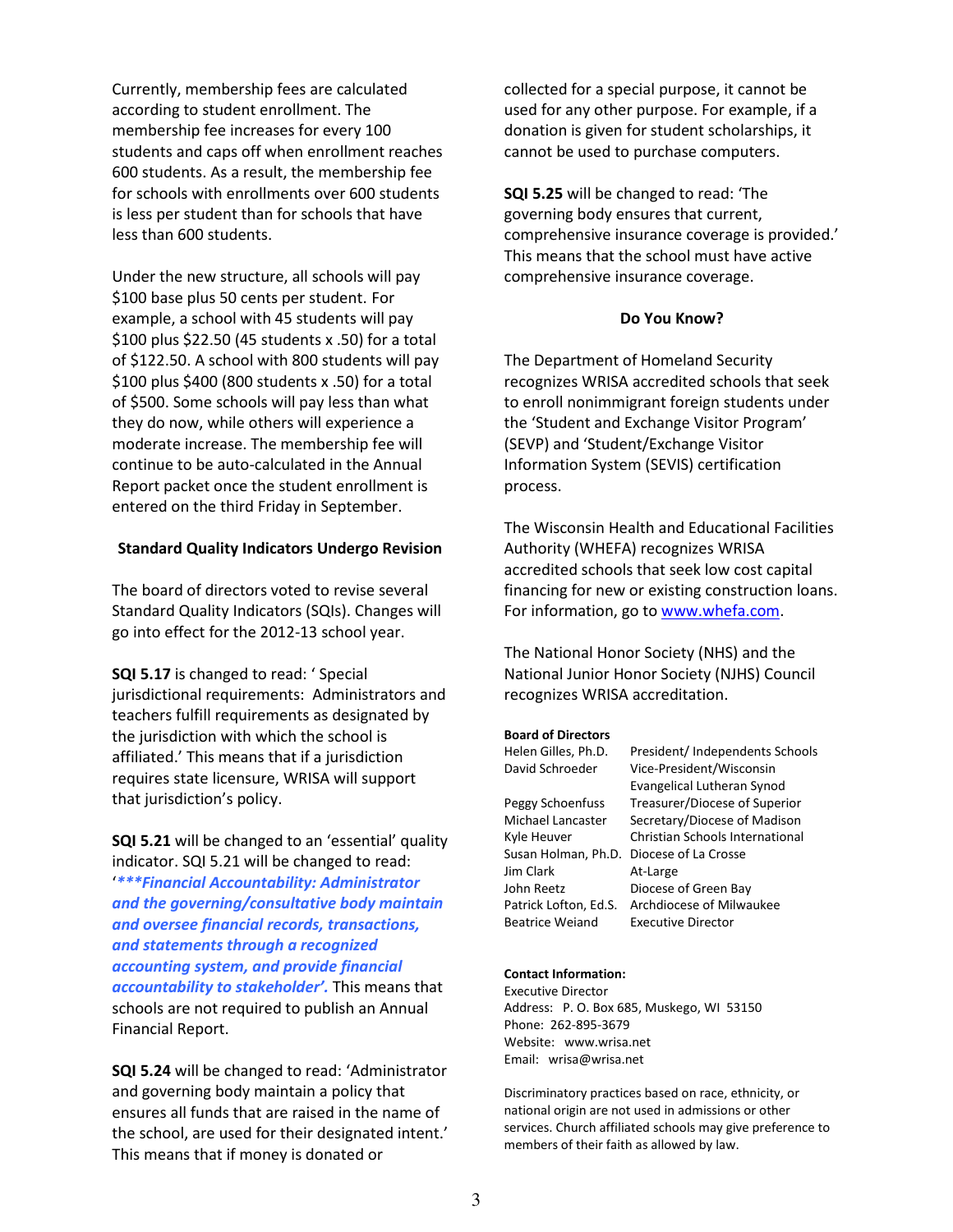Currently, membership fees are calculated according to student enrollment. The membership fee increases for every 100 students and caps off when enrollment reaches 600 students. As a result, the membership fee for schools with enrollments over 600 students is less per student than for schools that have less than 600 students.

Under the new structure, all schools will pay $100 base plus 50 cents per student. For example, a school with 45 students will pay $100 plus $22.50 (45 students x .50) for a total of $122.50. A school with 800 students will pay $100 plus $400 (800 students x .50) for a total of $500. Some schools will pay less than what they do now, while others will experience a moderate increase. The membership fee will continue to be auto-calculated in the Annual Report packet once the student enrollment is entered on the third Friday in September.

### Standard Quality Indicators Undergo Revision

The board of directors voted to revise several Standard Quality Indicators (SQIs). Changes will go into effect for the 2012-13 school year.

**SQI 5.17** is changed to read: ' Special jurisdictional requirements: Administrators and teachers fulfill requirements as designated by the jurisdiction with which the school is affiliated.' This means that if a jurisdiction requires state licensure, WRISA will support that jurisdiction's policy.

**SQI 5.21** will be changed to an 'essential' quality indicator. SQI 5.21 will be changed to read: '***Financial Accountability: Administrator and the governing/consultative body maintain and oversee financial records, transactions, and statements through a recognized accounting system, and provide financial accountability to stakeholder'.*** This means that schools are not required to publish an Annual Financial Report.

**SQI 5.24** will be changed to read: 'Administrator and governing body maintain a policy that ensures all funds that are raised in the name of the school, are used for their designated intent.' This means that if money is donated or collected for a special purpose, it cannot be used for any other purpose. For example, if a donation is given for student scholarships, it cannot be used to purchase computers.

**SQI 5.25** will be changed to read: 'The governing body ensures that current, comprehensive insurance coverage is provided.' This means that the school must have active comprehensive insurance coverage.

### Do You Know?

The Department of Homeland Security recognizes WRISA accredited schools that seek to enroll nonimmigrant foreign students under the 'Student and Exchange Visitor Program' (SEVP) and 'Student/Exchange Visitor Information System (SEVIS) certification process.

The Wisconsin Health and Educational Facilities Authority (WHEFA) recognizes WRISA accredited schools that seek low cost capital financing for new or existing construction loans. For information, go to www.whefa.com.

The National Honor Society (NHS) and the National Junior Honor Society (NJHS) Council recognizes WRISA accreditation.

**Board of Directors**

| | |
|---|---|
| Helen Gilles, Ph.D. | President/ Independents Schools |
| David Schroeder | Vice-President/Wisconsin Evangelical Lutheran Synod |
| Peggy Schoenfuss | Treasurer/Diocese of Superior |
| Michael Lancaster | Secretary/Diocese of Madison |
| Kyle Heuver | Christian Schools International |
| Susan Holman, Ph.D. | Diocese of La Crosse |
| Jim Clark | At-Large |
| John Reetz | Diocese of Green Bay |
| Patrick Lofton, Ed.S. | Archdiocese of Milwaukee |
| Beatrice Weiand | Executive Director |

**Contact Information:**
Executive Director
Address: P. O. Box 685, Muskego, WI 53150
Phone: 262-895-3679
Website: www.wrisa.net
Email: wrisa@wrisa.net

Discriminatory practices based on race, ethnicity, or national origin are not used in admissions or other services. Church affiliated schools may give preference to members of their faith as allowed by law.